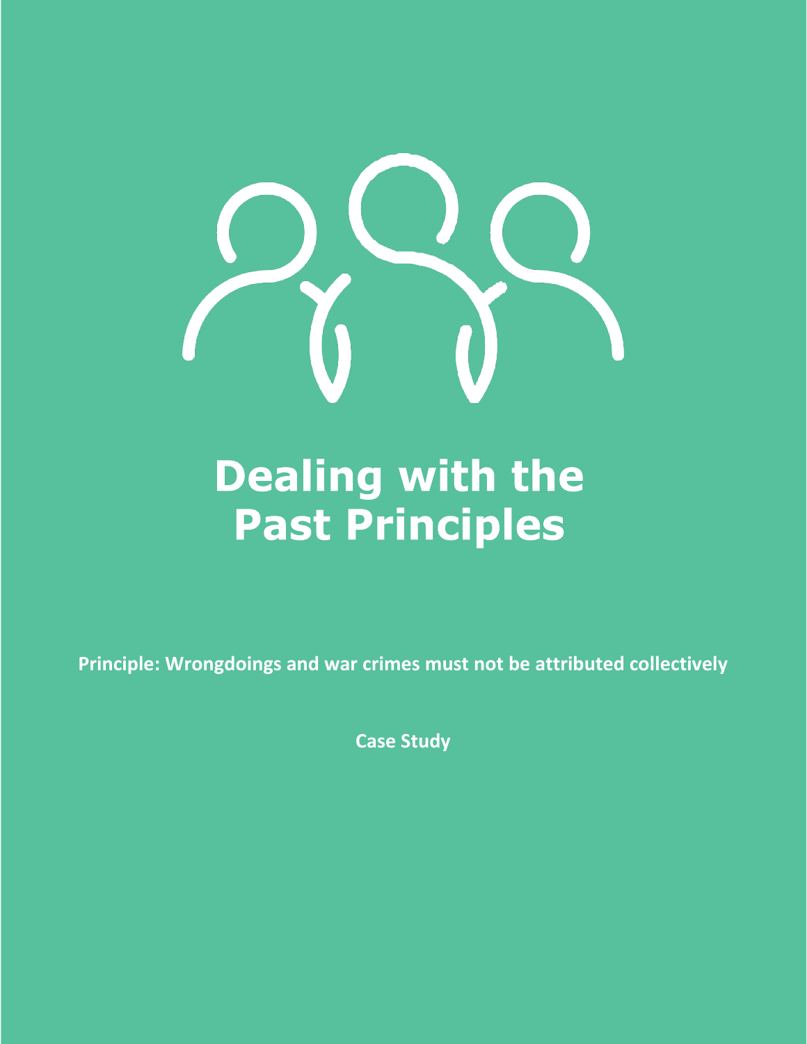# Dealing with the Past Principles

**Principle: Wrongdoings and war crimes must not be attributed collectively**

**Case Study**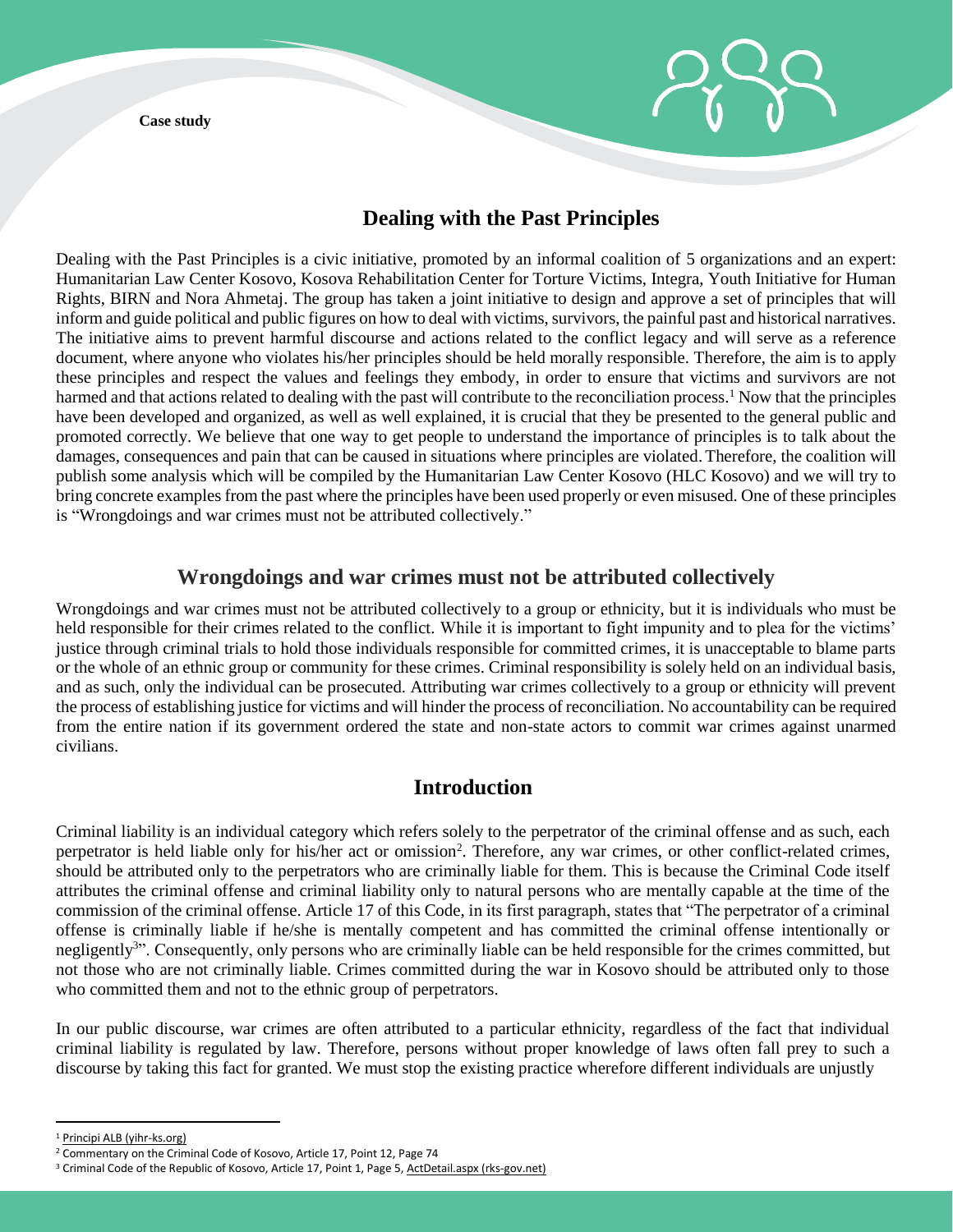Case study

# Dealing with the Past Principles

Dealing with the Past Principles is a civic initiative, promoted by an informal coalition of 5 organizations and an expert: Humanitarian Law Center Kosovo, Kosova Rehabilitation Center for Torture Victims, Integra, Youth Initiative for Human Rights, BIRN and Nora Ahmetaj. The group has taken a joint initiative to design and approve a set of principles that will inform and guide political and public figures on how to deal with victims, survivors, the painful past and historical narratives. The initiative aims to prevent harmful discourse and actions related to the conflict legacy and will serve as a reference document, where anyone who violates his/her principles should be held morally responsible. Therefore, the aim is to apply these principles and respect the values and feelings they embody, in order to ensure that victims and survivors are not harmed and that actions related to dealing with the past will contribute to the reconciliation process.[1] Now that the principles have been developed and organized, as well as well explained, it is crucial that they be presented to the general public and promoted correctly. We believe that one way to get people to understand the importance of principles is to talk about the damages, consequences and pain that can be caused in situations where principles are violated. Therefore, the coalition will publish some analysis which will be compiled by the Humanitarian Law Center Kosovo (HLC Kosovo) and we will try to bring concrete examples from the past where the principles have been used properly or even misused. One of these principles is "Wrongdoings and war crimes must not be attributed collectively."

## Wrongdoings and war crimes must not be attributed collectively

Wrongdoings and war crimes must not be attributed collectively to a group or ethnicity, but it is individuals who must be held responsible for their crimes related to the conflict. While it is important to fight impunity and to plea for the victims' justice through criminal trials to hold those individuals responsible for committed crimes, it is unacceptable to blame parts or the whole of an ethnic group or community for these crimes. Criminal responsibility is solely held on an individual basis, and as such, only the individual can be prosecuted. Attributing war crimes collectively to a group or ethnicity will prevent the process of establishing justice for victims and will hinder the process of reconciliation. No accountability can be required from the entire nation if its government ordered the state and non-state actors to commit war crimes against unarmed civilians.

## Introduction

Criminal liability is an individual category which refers solely to the perpetrator of the criminal offense and as such, each perpetrator is held liable only for his/her act or omission[2]. Therefore, any war crimes, or other conflict-related crimes, should be attributed only to the perpetrators who are criminally liable for them. This is because the Criminal Code itself attributes the criminal offense and criminal liability only to natural persons who are mentally capable at the time of the commission of the criminal offense. Article 17 of this Code, in its first paragraph, states that "The perpetrator of a criminal offense is criminally liable if he/she is mentally competent and has committed the criminal offense intentionally or negligently[3]". Consequently, only persons who are criminally liable can be held responsible for the crimes committed, but not those who are not criminally liable. Crimes committed during the war in Kosovo should be attributed only to those who committed them and not to the ethnic group of perpetrators.

In our public discourse, war crimes are often attributed to a particular ethnicity, regardless of the fact that individual criminal liability is regulated by law. Therefore, persons without proper knowledge of laws often fall prey to such a discourse by taking this fact for granted. We must stop the existing practice wherefore different individuals are unjustly

---

[1] Principi ALB (yihr-ks.org)

[2] Commentary on the Criminal Code of Kosovo, Article 17, Point 12, Page 74

[3] Criminal Code of the Republic of Kosovo, Article 17, Point 1, Page 5, ActDetail.aspx (rks-gov.net)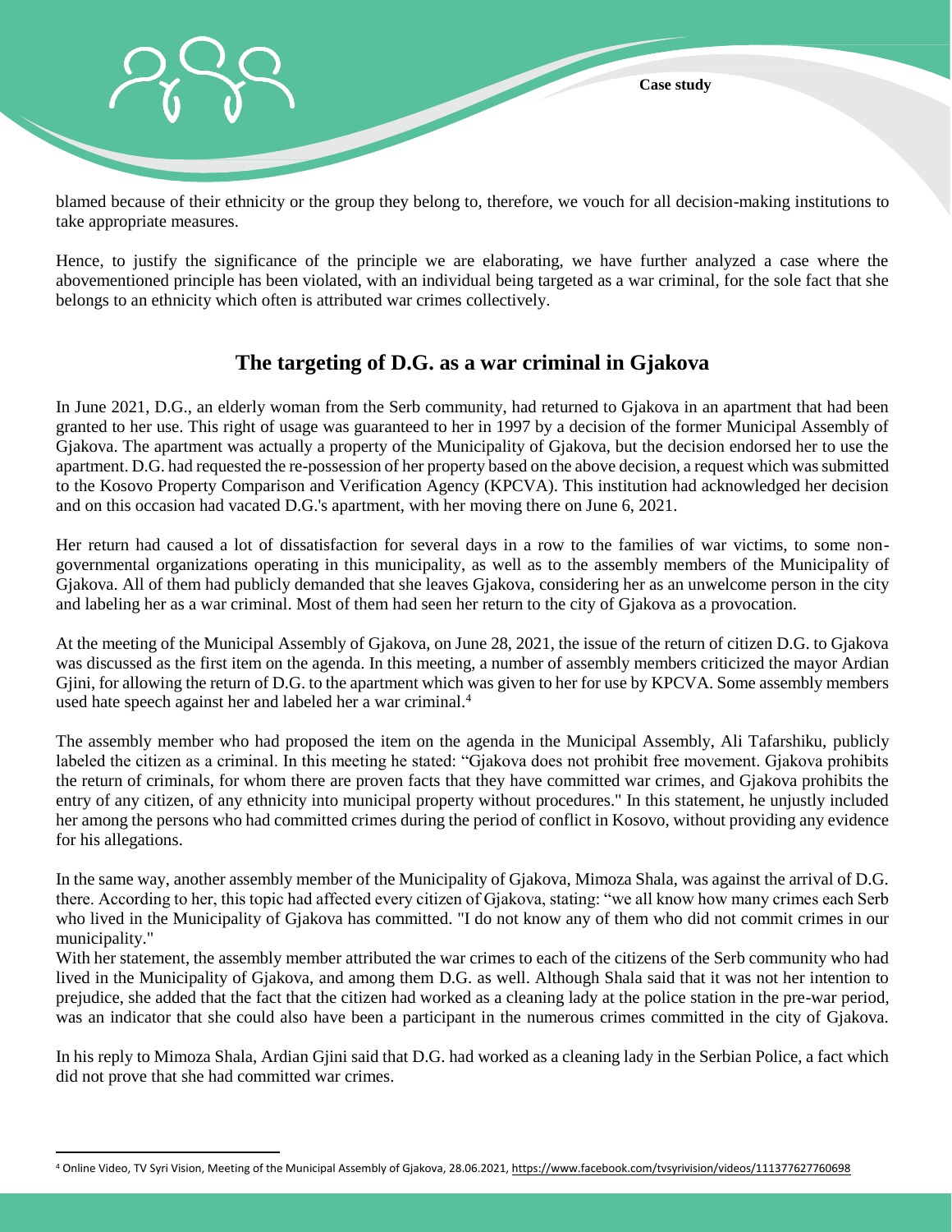blamed because of their ethnicity or the group they belong to, therefore, we vouch for all decision-making institutions to take appropriate measures.

Hence, to justify the significance of the principle we are elaborating, we have further analyzed a case where the abovementioned principle has been violated, with an individual being targeted as a war criminal, for the sole fact that she belongs to an ethnicity which often is attributed war crimes collectively.

## The targeting of D.G. as a war criminal in Gjakova

In June 2021, D.G., an elderly woman from the Serb community, had returned to Gjakova in an apartment that had been granted to her use. This right of usage was guaranteed to her in 1997 by a decision of the former Municipal Assembly of Gjakova. The apartment was actually a property of the Municipality of Gjakova, but the decision endorsed her to use the apartment. D.G. had requested the re-possession of her property based on the above decision, a request which was submitted to the Kosovo Property Comparison and Verification Agency (KPCVA). This institution had acknowledged her decision and on this occasion had vacated D.G.'s apartment, with her moving there on June 6, 2021.

Her return had caused a lot of dissatisfaction for several days in a row to the families of war victims, to some non-governmental organizations operating in this municipality, as well as to the assembly members of the Municipality of Gjakova. All of them had publicly demanded that she leaves Gjakova, considering her as an unwelcome person in the city and labeling her as a war criminal. Most of them had seen her return to the city of Gjakova as a provocation.

At the meeting of the Municipal Assembly of Gjakova, on June 28, 2021, the issue of the return of citizen D.G. to Gjakova was discussed as the first item on the agenda. In this meeting, a number of assembly members criticized the mayor Ardian Gjini, for allowing the return of D.G. to the apartment which was given to her for use by KPCVA. Some assembly members used hate speech against her and labeled her a war criminal.[4]

The assembly member who had proposed the item on the agenda in the Municipal Assembly, Ali Tafarshiku, publicly labeled the citizen as a criminal. In this meeting he stated: "Gjakova does not prohibit free movement. Gjakova prohibits the return of criminals, for whom there are proven facts that they have committed war crimes, and Gjakova prohibits the entry of any citizen, of any ethnicity into municipal property without procedures." In this statement, he unjustly included her among the persons who had committed crimes during the period of conflict in Kosovo, without providing any evidence for his allegations.

In the same way, another assembly member of the Municipality of Gjakova, Mimoza Shala, was against the arrival of D.G. there. According to her, this topic had affected every citizen of Gjakova, stating: "we all know how many crimes each Serb who lived in the Municipality of Gjakova has committed. "I do not know any of them who did not commit crimes in our municipality."

With her statement, the assembly member attributed the war crimes to each of the citizens of the Serb community who had lived in the Municipality of Gjakova, and among them D.G. as well. Although Shala said that it was not her intention to prejudice, she added that the fact that the citizen had worked as a cleaning lady at the police station in the pre-war period, was an indicator that she could also have been a participant in the numerous crimes committed in the city of Gjakova.

In his reply to Mimoza Shala, Ardian Gjini said that D.G. had worked as a cleaning lady in the Serbian Police, a fact which did not prove that she had committed war crimes.

[4] Online Video, TV Syri Vision, Meeting of the Municipal Assembly of Gjakova, 28.06.2021, https://www.facebook.com/tvsyrivision/videos/111377627760698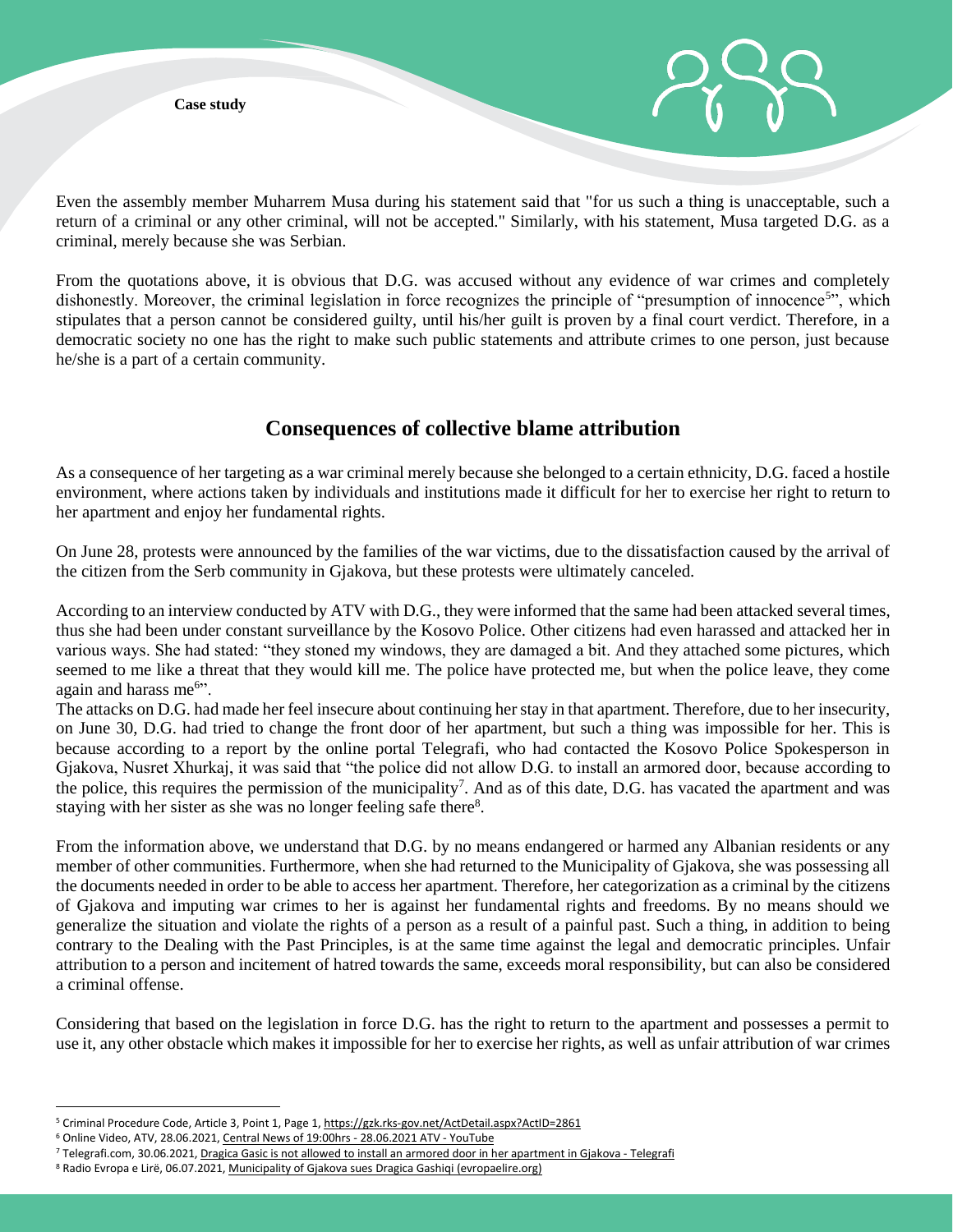Even the assembly member Muharrem Musa during his statement said that "for us such a thing is unacceptable, such a return of a criminal or any other criminal, will not be accepted." Similarly, with his statement, Musa targeted D.G. as a criminal, merely because she was Serbian.

From the quotations above, it is obvious that D.G. was accused without any evidence of war crimes and completely dishonestly. Moreover, the criminal legislation in force recognizes the principle of "presumption of innocence[5]", which stipulates that a person cannot be considered guilty, until his/her guilt is proven by a final court verdict. Therefore, in a democratic society no one has the right to make such public statements and attribute crimes to one person, just because he/she is a part of a certain community.

## Consequences of collective blame attribution

As a consequence of her targeting as a war criminal merely because she belonged to a certain ethnicity, D.G. faced a hostile environment, where actions taken by individuals and institutions made it difficult for her to exercise her right to return to her apartment and enjoy her fundamental rights.

On June 28, protests were announced by the families of the war victims, due to the dissatisfaction caused by the arrival of the citizen from the Serb community in Gjakova, but these protests were ultimately canceled.

According to an interview conducted by ATV with D.G., they were informed that the same had been attacked several times, thus she had been under constant surveillance by the Kosovo Police. Other citizens had even harassed and attacked her in various ways. She had stated: "they stoned my windows, they are damaged a bit. And they attached some pictures, which seemed to me like a threat that they would kill me. The police have protected me, but when the police leave, they come again and harass me[6]".

The attacks on D.G. had made her feel insecure about continuing her stay in that apartment. Therefore, due to her insecurity, on June 30, D.G. had tried to change the front door of her apartment, but such a thing was impossible for her. This is because according to a report by the online portal Telegrafi, who had contacted the Kosovo Police Spokesperson in Gjakova, Nusret Xhurkaj, it was said that "the police did not allow D.G. to install an armored door, because according to the police, this requires the permission of the municipality[7]. And as of this date, D.G. has vacated the apartment and was staying with her sister as she was no longer feeling safe there[8].

From the information above, we understand that D.G. by no means endangered or harmed any Albanian residents or any member of other communities. Furthermore, when she had returned to the Municipality of Gjakova, she was possessing all the documents needed in order to be able to access her apartment. Therefore, her categorization as a criminal by the citizens of Gjakova and imputing war crimes to her is against her fundamental rights and freedoms. By no means should we generalize the situation and violate the rights of a person as a result of a painful past. Such a thing, in addition to being contrary to the Dealing with the Past Principles, is at the same time against the legal and democratic principles. Unfair attribution to a person and incitement of hatred towards the same, exceeds moral responsibility, but can also be considered a criminal offense.

Considering that based on the legislation in force D.G. has the right to return to the apartment and possesses a permit to use it, any other obstacle which makes it impossible for her to exercise her rights, as well as unfair attribution of war crimes

---

[5] Criminal Procedure Code, Article 3, Point 1, Page 1, https://gzk.rks-gov.net/ActDetail.aspx?ActID=2861

[6] Online Video, ATV, 28.06.2021, Central News of 19:00hrs - 28.06.2021 ATV - YouTube

[7] Telegrafi.com, 30.06.2021, Dragica Gasic is not allowed to install an armored door in her apartment in Gjakova - Telegrafi

[8] Radio Evropa e Lirë, 06.07.2021, Municipality of Gjakova sues Dragica Gashiqi (evropaelire.org)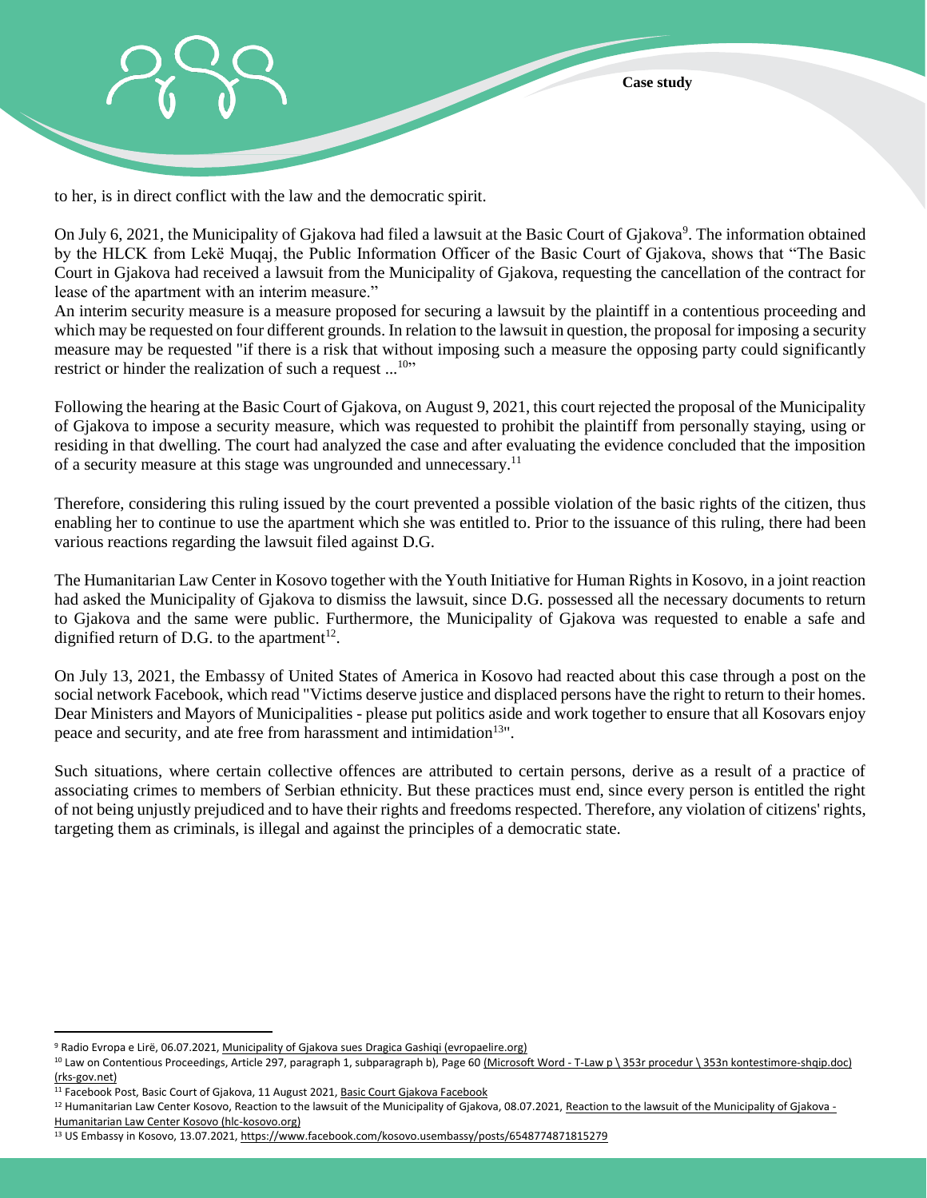to her, is in direct conflict with the law and the democratic spirit.

On July 6, 2021, the Municipality of Gjakova had filed a lawsuit at the Basic Court of Gjakova[9]. The information obtained by the HLCK from Lekë Muqaj, the Public Information Officer of the Basic Court of Gjakova, shows that "The Basic Court in Gjakova had received a lawsuit from the Municipality of Gjakova, requesting the cancellation of the contract for lease of the apartment with an interim measure."

An interim security measure is a measure proposed for securing a lawsuit by the plaintiff in a contentious proceeding and which may be requested on four different grounds. In relation to the lawsuit in question, the proposal for imposing a security measure may be requested "if there is a risk that without imposing such a measure the opposing party could significantly restrict or hinder the realization of such a request ...[10]"

Following the hearing at the Basic Court of Gjakova, on August 9, 2021, this court rejected the proposal of the Municipality of Gjakova to impose a security measure, which was requested to prohibit the plaintiff from personally staying, using or residing in that dwelling. The court had analyzed the case and after evaluating the evidence concluded that the imposition of a security measure at this stage was ungrounded and unnecessary.[11]

Therefore, considering this ruling issued by the court prevented a possible violation of the basic rights of the citizen, thus enabling her to continue to use the apartment which she was entitled to. Prior to the issuance of this ruling, there had been various reactions regarding the lawsuit filed against D.G.

The Humanitarian Law Center in Kosovo together with the Youth Initiative for Human Rights in Kosovo, in a joint reaction had asked the Municipality of Gjakova to dismiss the lawsuit, since D.G. possessed all the necessary documents to return to Gjakova and the same were public. Furthermore, the Municipality of Gjakova was requested to enable a safe and dignified return of D.G. to the apartment[12].

On July 13, 2021, the Embassy of United States of America in Kosovo had reacted about this case through a post on the social network Facebook, which read "Victims deserve justice and displaced persons have the right to return to their homes. Dear Ministers and Mayors of Municipalities - please put politics aside and work together to ensure that all Kosovars enjoy peace and security, and ate free from harassment and intimidation[13]".

Such situations, where certain collective offences are attributed to certain persons, derive as a result of a practice of associating crimes to members of Serbian ethnicity. But these practices must end, since every person is entitled the right of not being unjustly prejudiced and to have their rights and freedoms respected. Therefore, any violation of citizens' rights, targeting them as criminals, is illegal and against the principles of a democratic state.

---

[9] Radio Evropa e Lirë, 06.07.2021, Municipality of Gjakova sues Dragica Gashiqi (evropaelire.org)

[10] Law on Contentious Proceedings, Article 297, paragraph 1, subparagraph b), Page 60 (Microsoft Word - T-Law p \ 353r procedur \ 353n kontestimore-shqip.doc) (rks-gov.net)

[11] Facebook Post, Basic Court of Gjakova, 11 August 2021, Basic Court Gjakova Facebook

[12] Humanitarian Law Center Kosovo, Reaction to the lawsuit of the Municipality of Gjakova, 08.07.2021, Reaction to the lawsuit of the Municipality of Gjakova - Humanitarian Law Center Kosovo (hlc-kosovo.org)

[13] US Embassy in Kosovo, 13.07.2021, https://www.facebook.com/kosovo.usembassy/posts/6548774871815279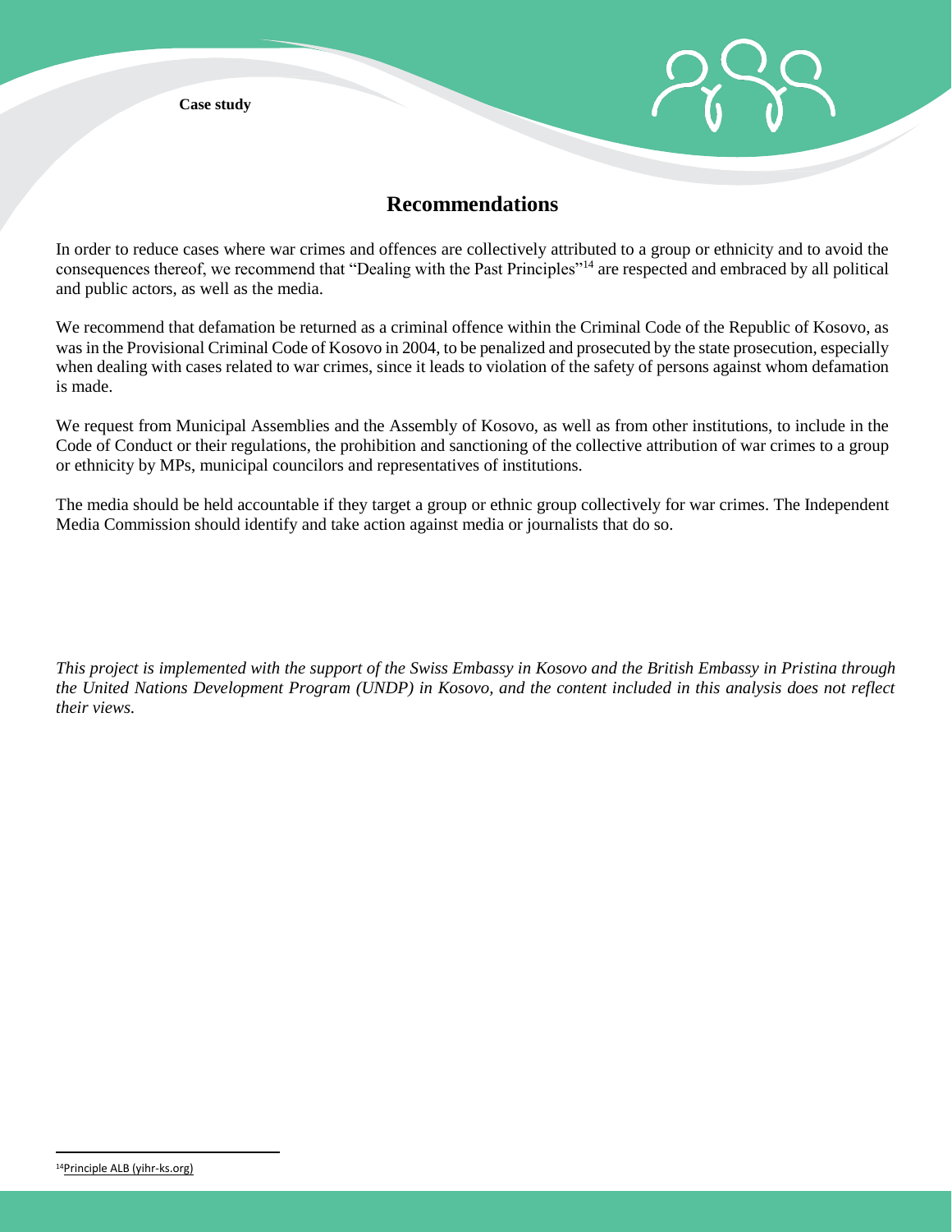## Recommendations

In order to reduce cases where war crimes and offences are collectively attributed to a group or ethnicity and to avoid the consequences thereof, we recommend that "Dealing with the Past Principles"[14] are respected and embraced by all political and public actors, as well as the media.

We recommend that defamation be returned as a criminal offence within the Criminal Code of the Republic of Kosovo, as was in the Provisional Criminal Code of Kosovo in 2004, to be penalized and prosecuted by the state prosecution, especially when dealing with cases related to war crimes, since it leads to violation of the safety of persons against whom defamation is made.

We request from Municipal Assemblies and the Assembly of Kosovo, as well as from other institutions, to include in the Code of Conduct or their regulations, the prohibition and sanctioning of the collective attribution of war crimes to a group or ethnicity by MPs, municipal councilors and representatives of institutions.

The media should be held accountable if they target a group or ethnic group collectively for war crimes. The Independent Media Commission should identify and take action against media or journalists that do so.

*This project is implemented with the support of the Swiss Embassy in Kosovo and the British Embassy in Pristina through the United Nations Development Program (UNDP) in Kosovo, and the content included in this analysis does not reflect their views.*

[14] Principle ALB (yihr-ks.org)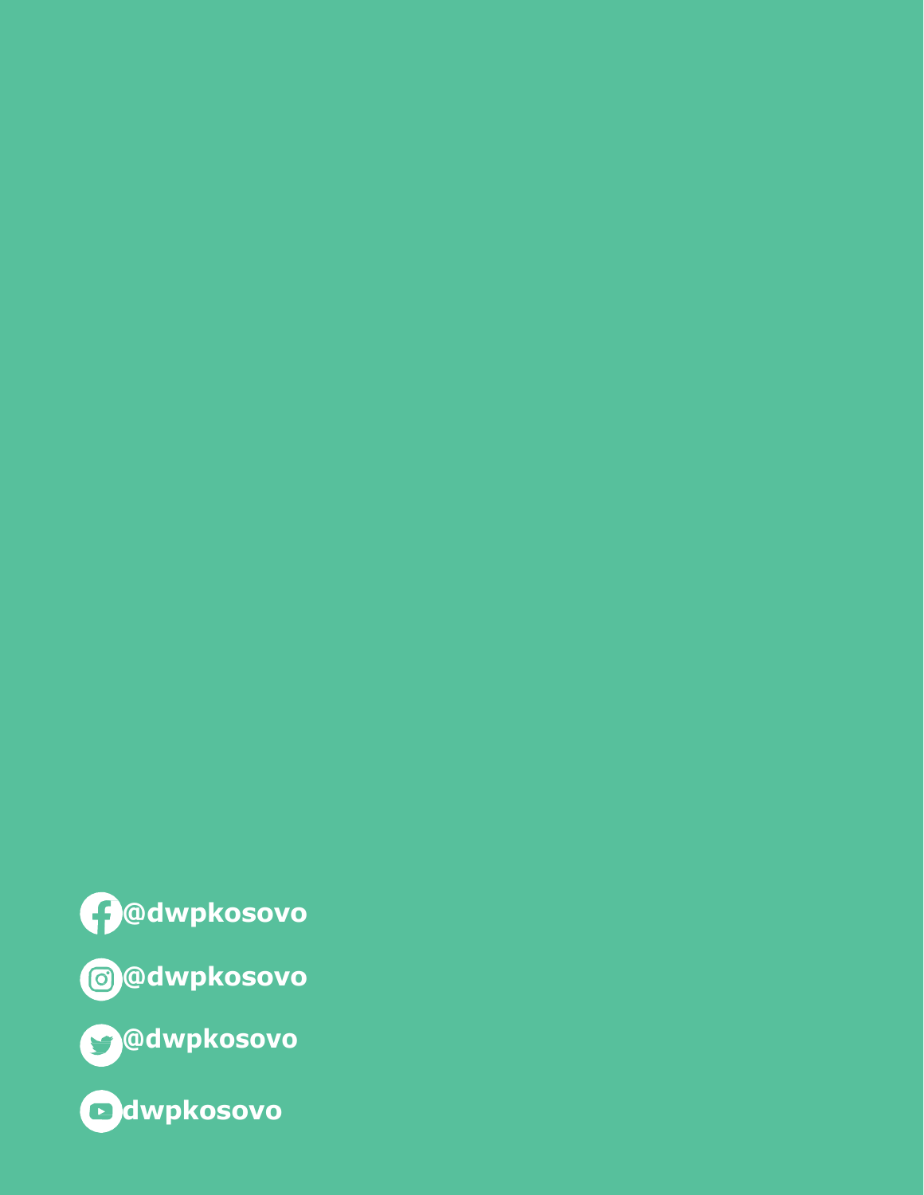@dwpkosovo

@dwpkosovo

@dwpkosovo

dwpkosovo